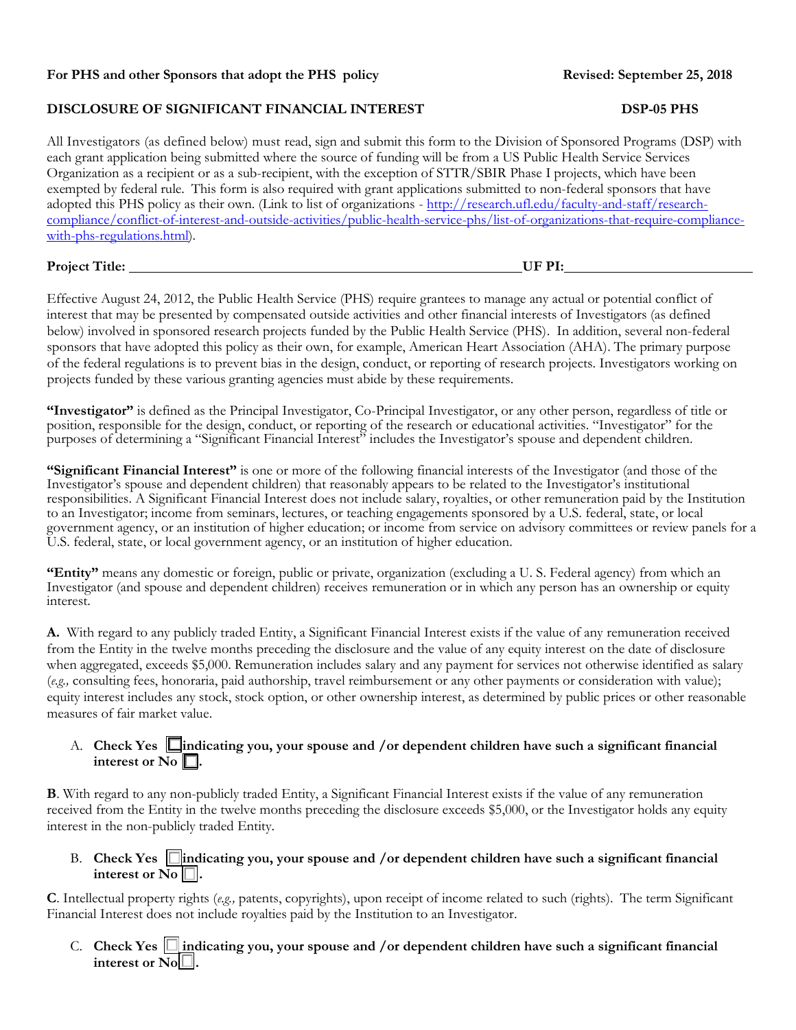**For PHS and other Sponsors that adopt the PHS policy** **Revised: September 25, 2018**

## DISCLOSURE OF SIGNIFICANT FINANCIAL INTEREST **DSP-05 PHS**

All Investigators (as defined below) must read, sign and submit this form to the Division of Sponsored Programs (DSP) with each grant application being submitted where the source of funding will be from a US Public Health Service Services Organization as a recipient or as a sub-recipient, with the exception of STTR/SBIR Phase I projects, which have been exempted by federal rule. This form is also required with grant applications submitted to non-federal sponsors that have adopted this PHS policy as their own. (Link to list of organizations - http://research.ufl.edu/faculty-and-staff/research-compliance/conflict-of-interest-and-outside-activities/public-health-service-phs/list-of-organizations-that-require-compliance-with-phs-regulations.html).

**Project Title:** ______________________________________________ **UF PI:** ______________________

Effective August 24, 2012, the Public Health Service (PHS) require grantees to manage any actual or potential conflict of interest that may be presented by compensated outside activities and other financial interests of Investigators (as defined below) involved in sponsored research projects funded by the Public Health Service (PHS). In addition, several non-federal sponsors that have adopted this policy as their own, for example, American Heart Association (AHA). The primary purpose of the federal regulations is to prevent bias in the design, conduct, or reporting of research projects. Investigators working on projects funded by these various granting agencies must abide by these requirements.

**"Investigator"** is defined as the Principal Investigator, Co-Principal Investigator, or any other person, regardless of title or position, responsible for the design, conduct, or reporting of the research or educational activities. "Investigator" for the purposes of determining a "Significant Financial Interest" includes the Investigator's spouse and dependent children.

**"Significant Financial Interest"** is one or more of the following financial interests of the Investigator (and those of the Investigator's spouse and dependent children) that reasonably appears to be related to the Investigator's institutional responsibilities. A Significant Financial Interest does not include salary, royalties, or other remuneration paid by the Institution to an Investigator; income from seminars, lectures, or teaching engagements sponsored by a U.S. federal, state, or local government agency, or an institution of higher education; or income from service on advisory committees or review panels for a U.S. federal, state, or local government agency, or an institution of higher education.

**"Entity"** means any domestic or foreign, public or private, organization (excluding a U. S. Federal agency) from which an Investigator (and spouse and dependent children) receives remuneration or in which any person has an ownership or equity interest.

**A.** With regard to any publicly traded Entity, a Significant Financial Interest exists if the value of any remuneration received from the Entity in the twelve months preceding the disclosure and the value of any equity interest on the date of disclosure when aggregated, exceeds $5,000. Remuneration includes salary and any payment for services not otherwise identified as salary (*e.g.,* consulting fees, honoraria, paid authorship, travel reimbursement or any other payments or consideration with value); equity interest includes any stock, stock option, or other ownership interest, as determined by public prices or other reasonable measures of fair market value.

A. **Check Yes ☐ indicating you, your spouse and /or dependent children have such a significant financial interest or No ☐.**

**B**. With regard to any non-publicly traded Entity, a Significant Financial Interest exists if the value of any remuneration received from the Entity in the twelve months preceding the disclosure exceeds $5,000, or the Investigator holds any equity interest in the non-publicly traded Entity.

B. **Check Yes ☐ indicating you, your spouse and /or dependent children have such a significant financial interest or No ☐.**

**C**. Intellectual property rights (*e.g.,* patents, copyrights), upon receipt of income related to such (rights). The term Significant Financial Interest does not include royalties paid by the Institution to an Investigator.

C. **Check Yes ☐ indicating you, your spouse and /or dependent children have such a significant financial interest or No ☐.**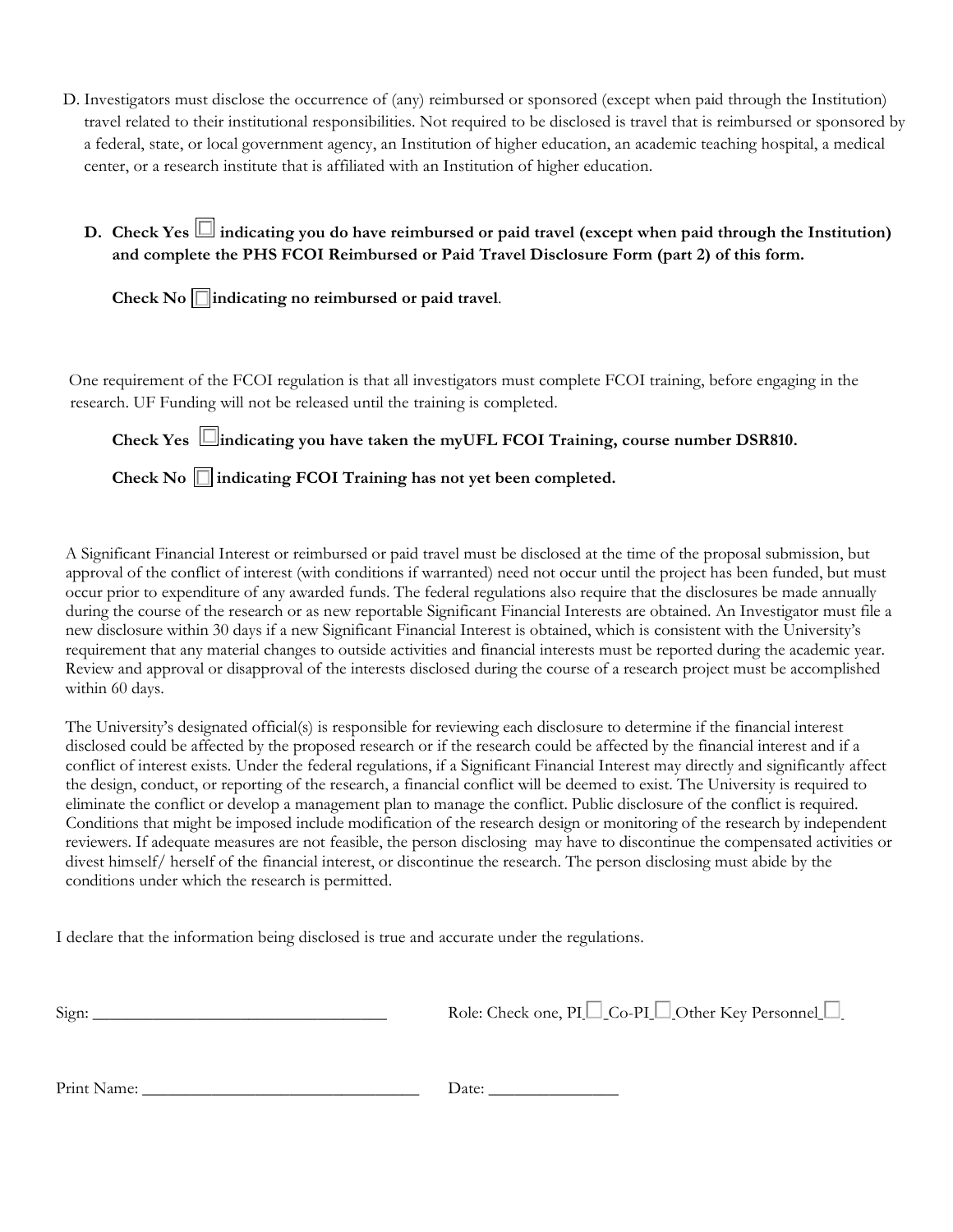D. Investigators must disclose the occurrence of (any) reimbursed or sponsored (except when paid through the Institution) travel related to their institutional responsibilities. Not required to be disclosed is travel that is reimbursed or sponsored by a federal, state, or local government agency, an Institution of higher education, an academic teaching hospital, a medical center, or a research institute that is affiliated with an Institution of higher education.

**D. Check Yes ☐ indicating you do have reimbursed or paid travel (except when paid through the Institution) and complete the PHS FCOI Reimbursed or Paid Travel Disclosure Form (part 2) of this form.**

**Check No ☐ indicating no reimbursed or paid travel**.

One requirement of the FCOI regulation is that all investigators must complete FCOI training, before engaging in the research. UF Funding will not be released until the training is completed.

**Check Yes ☐ indicating you have taken the myUFL FCOI Training, course number DSR810.**

**Check No ☐ indicating FCOI Training has not yet been completed.**

A Significant Financial Interest or reimbursed or paid travel must be disclosed at the time of the proposal submission, but approval of the conflict of interest (with conditions if warranted) need not occur until the project has been funded, but must occur prior to expenditure of any awarded funds. The federal regulations also require that the disclosures be made annually during the course of the research or as new reportable Significant Financial Interests are obtained. An Investigator must file a new disclosure within 30 days if a new Significant Financial Interest is obtained, which is consistent with the University's requirement that any material changes to outside activities and financial interests must be reported during the academic year. Review and approval or disapproval of the interests disclosed during the course of a research project must be accomplished within 60 days.

The University's designated official(s) is responsible for reviewing each disclosure to determine if the financial interest disclosed could be affected by the proposed research or if the research could be affected by the financial interest and if a conflict of interest exists. Under the federal regulations, if a Significant Financial Interest may directly and significantly affect the design, conduct, or reporting of the research, a financial conflict will be deemed to exist. The University is required to eliminate the conflict or develop a management plan to manage the conflict. Public disclosure of the conflict is required. Conditions that might be imposed include modification of the research design or monitoring of the research by independent reviewers. If adequate measures are not feasible, the person disclosing may have to discontinue the compensated activities or divest himself/ herself of the financial interest, or discontinue the research. The person disclosing must abide by the conditions under which the research is permitted.

I declare that the information being disclosed is true and accurate under the regulations.

Sign: ___________________________________ Role: Check one, PI ☐ Co-PI ☐ Other Key Personnel ☐

Print Name: _________________________________ Date: _______________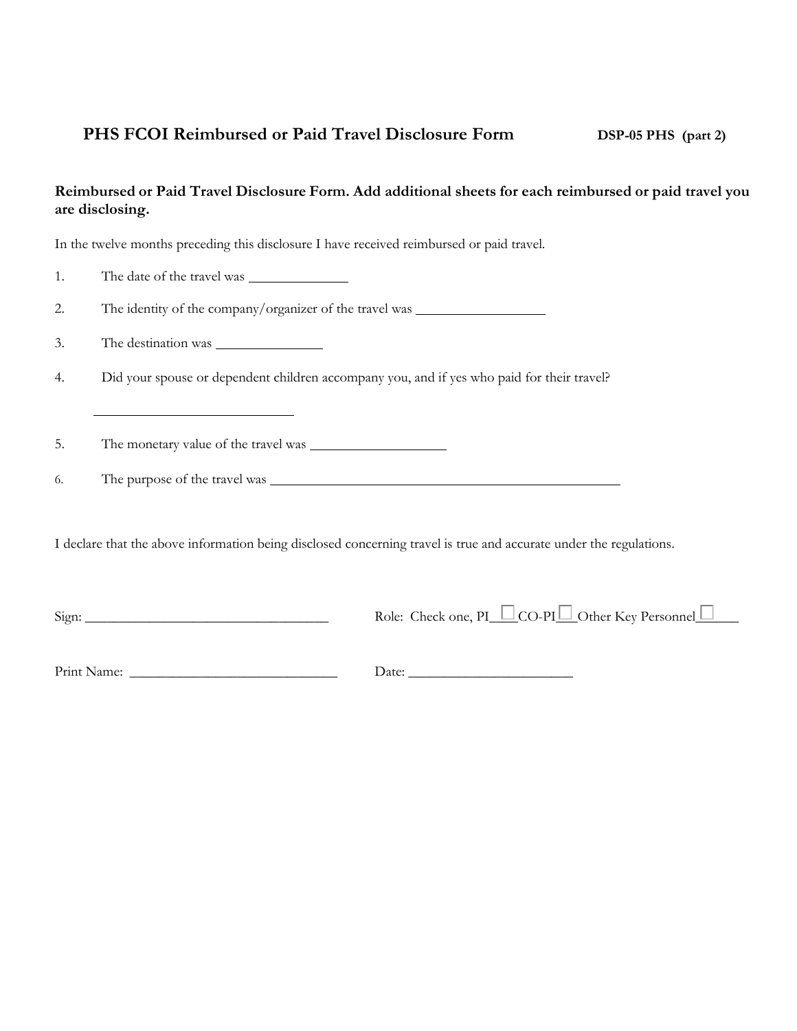# PHS FCOI Reimbursed or Paid Travel Disclosure Form

**DSP-05 PHS (part 2)**

**Reimbursed or Paid Travel Disclosure Form. Add additional sheets for each reimbursed or paid travel you are disclosing.**

In the twelve months preceding this disclosure I have received reimbursed or paid travel.

1. The date of the travel was ______________

2. The identity of the company/organizer of the travel was ___________________

3. The destination was ________________

4. Did your spouse or dependent children accompany you, and if yes who paid for their travel?

   ____________________________

5. The monetary value of the travel was ___________________

6. The purpose of the travel was ____________________________________________________

I declare that the above information being disclosed concerning travel is true and accurate under the regulations.

Sign: ___________________________________ Role: Check one, PI☐ CO-PI☐ Other Key Personnel☐

Print Name: ______________________________ Date: ________________________